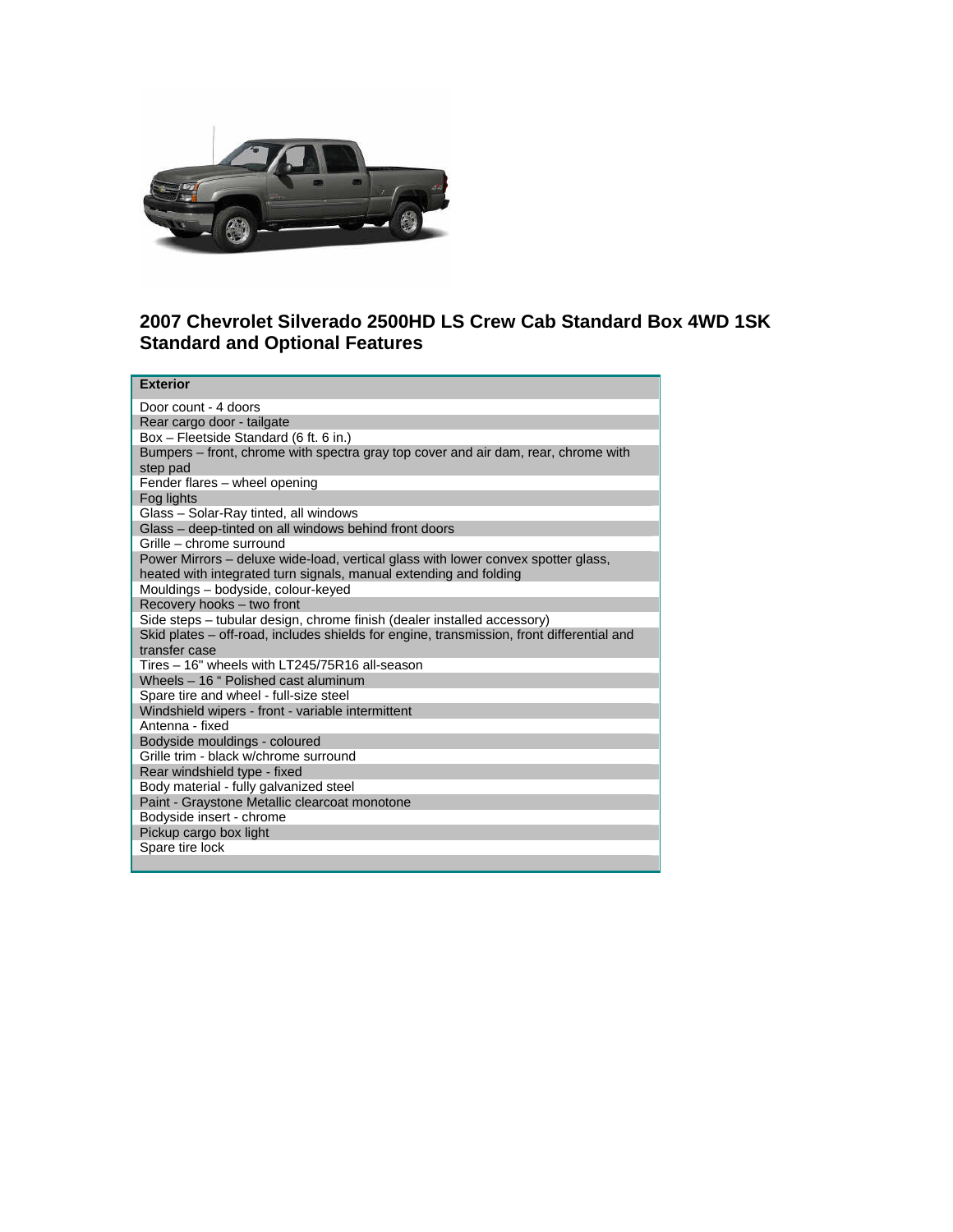## 2007 Chevrolet Silverado 2500HD LS Crew Cab Standard Box 4WD 1SK Standard and Optional Features

| Exterior |
|---|
| Door count - 4 doors |
| Rear cargo door - tailgate |
| Box – Fleetside Standard (6 ft. 6 in.) |
| Bumpers – front, chrome with spectra gray top cover and air dam, rear, chrome with step pad |
| Fender flares – wheel opening |
| Fog lights |
| Glass – Solar-Ray tinted, all windows |
| Glass – deep-tinted on all windows behind front doors |
| Grille – chrome surround |
| Power Mirrors – deluxe wide-load, vertical glass with lower convex spotter glass, heated with integrated turn signals, manual extending and folding |
| Mouldings – bodyside, colour-keyed |
| Recovery hooks – two front |
| Side steps – tubular design, chrome finish (dealer installed accessory) |
| Skid plates – off-road, includes shields for engine, transmission, front differential and transfer case |
| Tires – 16" wheels with LT245/75R16 all-season |
| Wheels – 16 " Polished cast aluminum |
| Spare tire and wheel - full-size steel |
| Windshield wipers - front - variable intermittent |
| Antenna - fixed |
| Bodyside mouldings - coloured |
| Grille trim - black w/chrome surround |
| Rear windshield type - fixed |
| Body material - fully galvanized steel |
| Paint - Graystone Metallic clearcoat monotone |
| Bodyside insert - chrome |
| Pickup cargo box light |
| Spare tire lock |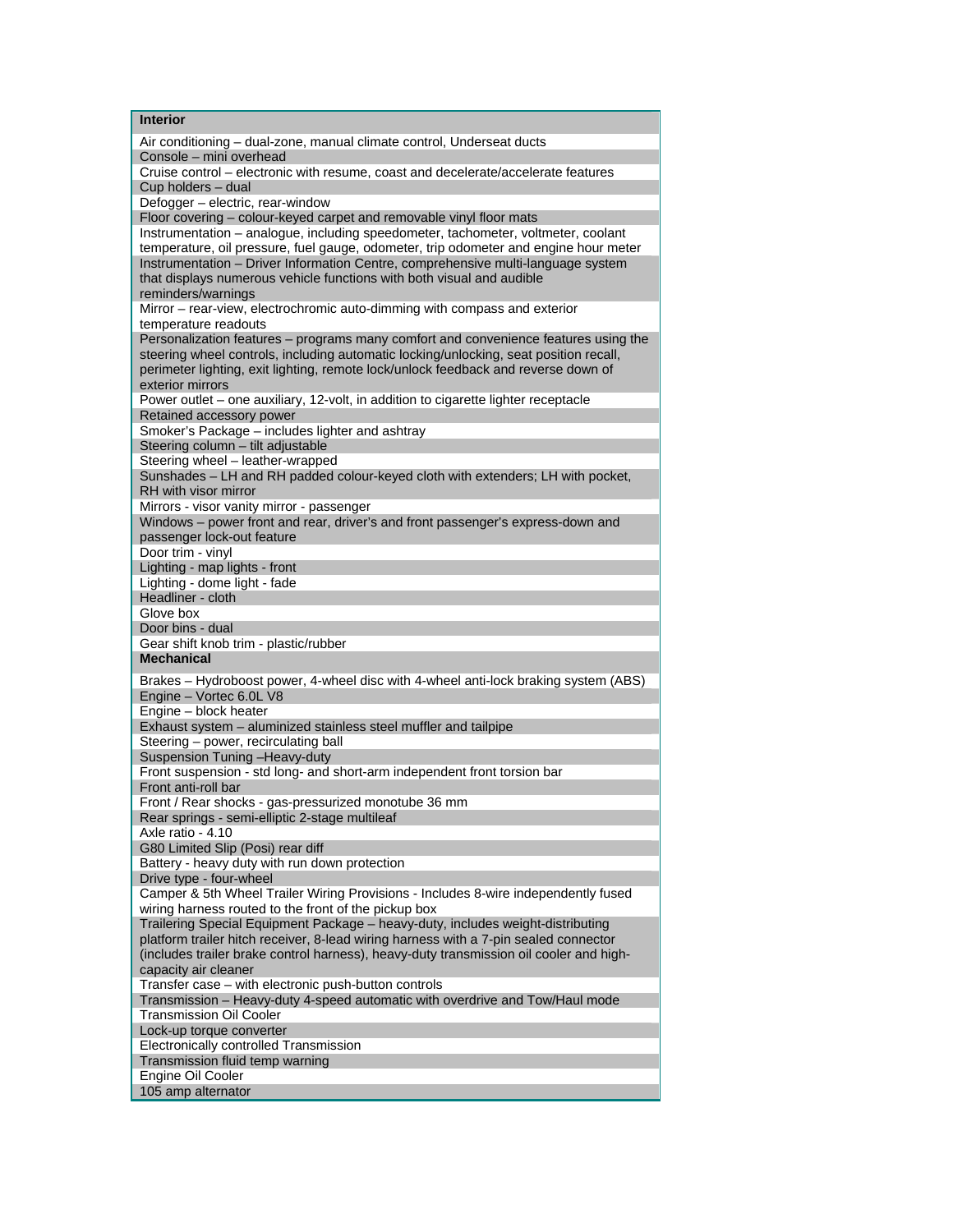| **Interior** |
| --- |
| Air conditioning – dual-zone, manual climate control, Underseat ducts |
| Console – mini overhead |
| Cruise control – electronic with resume, coast and decelerate/accelerate features |
| Cup holders – dual |
| Defogger – electric, rear-window |
| Floor covering – colour-keyed carpet and removable vinyl floor mats |
| Instrumentation – analogue, including speedometer, tachometer, voltmeter, coolant temperature, oil pressure, fuel gauge, odometer, trip odometer and engine hour meter |
| Instrumentation – Driver Information Centre, comprehensive multi-language system that displays numerous vehicle functions with both visual and audible reminders/warnings |
| Mirror – rear-view, electrochromic auto-dimming with compass and exterior temperature readouts |
| Personalization features – programs many comfort and convenience features using the steering wheel controls, including automatic locking/unlocking, seat position recall, perimeter lighting, exit lighting, remote lock/unlock feedback and reverse down of exterior mirrors |
| Power outlet – one auxiliary, 12-volt, in addition to cigarette lighter receptacle |
| Retained accessory power |
| Smoker's Package – includes lighter and ashtray |
| Steering column – tilt adjustable |
| Steering wheel – leather-wrapped |
| Sunshades – LH and RH padded colour-keyed cloth with extenders; LH with pocket, RH with visor mirror |
| Mirrors - visor vanity mirror - passenger |
| Windows – power front and rear, driver's and front passenger's express-down and passenger lock-out feature |
| Door trim - vinyl |
| Lighting - map lights - front |
| Lighting - dome light - fade |
| Headliner - cloth |
| Glove box |
| Door bins - dual |
| Gear shift knob trim - plastic/rubber |
| **Mechanical** |
| Brakes – Hydroboost power, 4-wheel disc with 4-wheel anti-lock braking system (ABS) |
| Engine – Vortec 6.0L V8 |
| Engine – block heater |
| Exhaust system – aluminized stainless steel muffler and tailpipe |
| Steering – power, recirculating ball |
| Suspension Tuning –Heavy-duty |
| Front suspension - std long- and short-arm independent front torsion bar |
| Front anti-roll bar |
| Front / Rear shocks - gas-pressurized monotube 36 mm |
| Rear springs - semi-elliptic 2-stage multileaf |
| Axle ratio - 4.10 |
| G80 Limited Slip (Posi) rear diff |
| Battery - heavy duty with run down protection |
| Drive type - four-wheel |
| Camper & 5th Wheel Trailer Wiring Provisions - Includes 8-wire independently fused wiring harness routed to the front of the pickup box |
| Trailering Special Equipment Package – heavy-duty, includes weight-distributing platform trailer hitch receiver, 8-lead wiring harness with a 7-pin sealed connector (includes trailer brake control harness), heavy-duty transmission oil cooler and high-capacity air cleaner |
| Transfer case – with electronic push-button controls |
| Transmission – Heavy-duty 4-speed automatic with overdrive and Tow/Haul mode |
| Transmission Oil Cooler |
| Lock-up torque converter |
| Electronically controlled Transmission |
| Transmission fluid temp warning |
| Engine Oil Cooler |
| 105 amp alternator |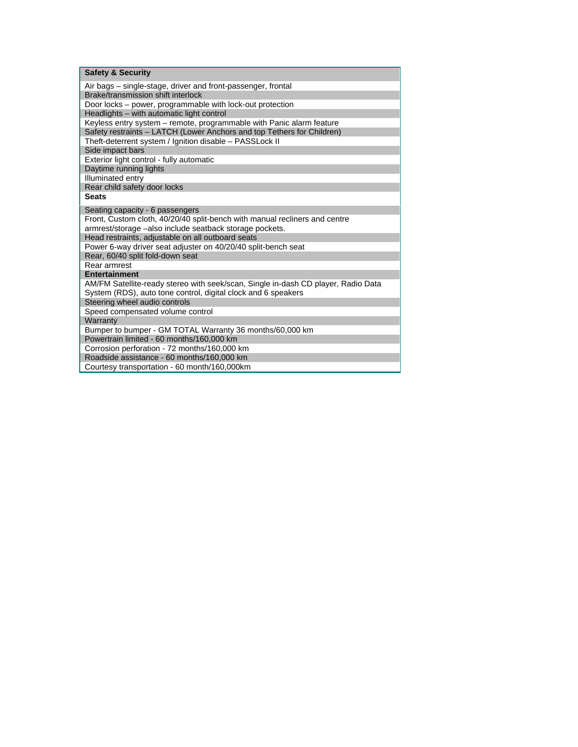| Safety & Security |
|---|
| Air bags – single-stage, driver and front-passenger, frontal |
| Brake/transmission shift interlock |
| Door locks – power, programmable with lock-out protection |
| Headlights – with automatic light control |
| Keyless entry system – remote, programmable with Panic alarm feature |
| Safety restraints – LATCH (Lower Anchors and top Tethers for Children) |
| Theft-deterrent system / Ignition disable – PASSLock II |
| Side impact bars |
| Exterior light control - fully automatic |
| Daytime running lights |
| Illuminated entry |
| Rear child safety door locks |
| **Seats** |
| Seating capacity - 6 passengers |
| Front, Custom cloth, 40/20/40 split-bench with manual recliners and centre armrest/storage –also include seatback storage pockets. |
| Head restraints, adjustable on all outboard seats |
| Power 6-way driver seat adjuster on 40/20/40 split-bench seat |
| Rear, 60/40 split fold-down seat |
| Rear armrest |
| **Entertainment** |
| AM/FM Satellite-ready stereo with seek/scan, Single in-dash CD player, Radio Data System (RDS), auto tone control, digital clock and 6 speakers |
| Steering wheel audio controls |
| Speed compensated volume control |
| Warranty |
| Bumper to bumper - GM TOTAL Warranty 36 months/60,000 km |
| Powertrain limited - 60 months/160,000 km |
| Corrosion perforation - 72 months/160,000 km |
| Roadside assistance - 60 months/160,000 km |
| Courtesy transportation - 60 month/160,000km |